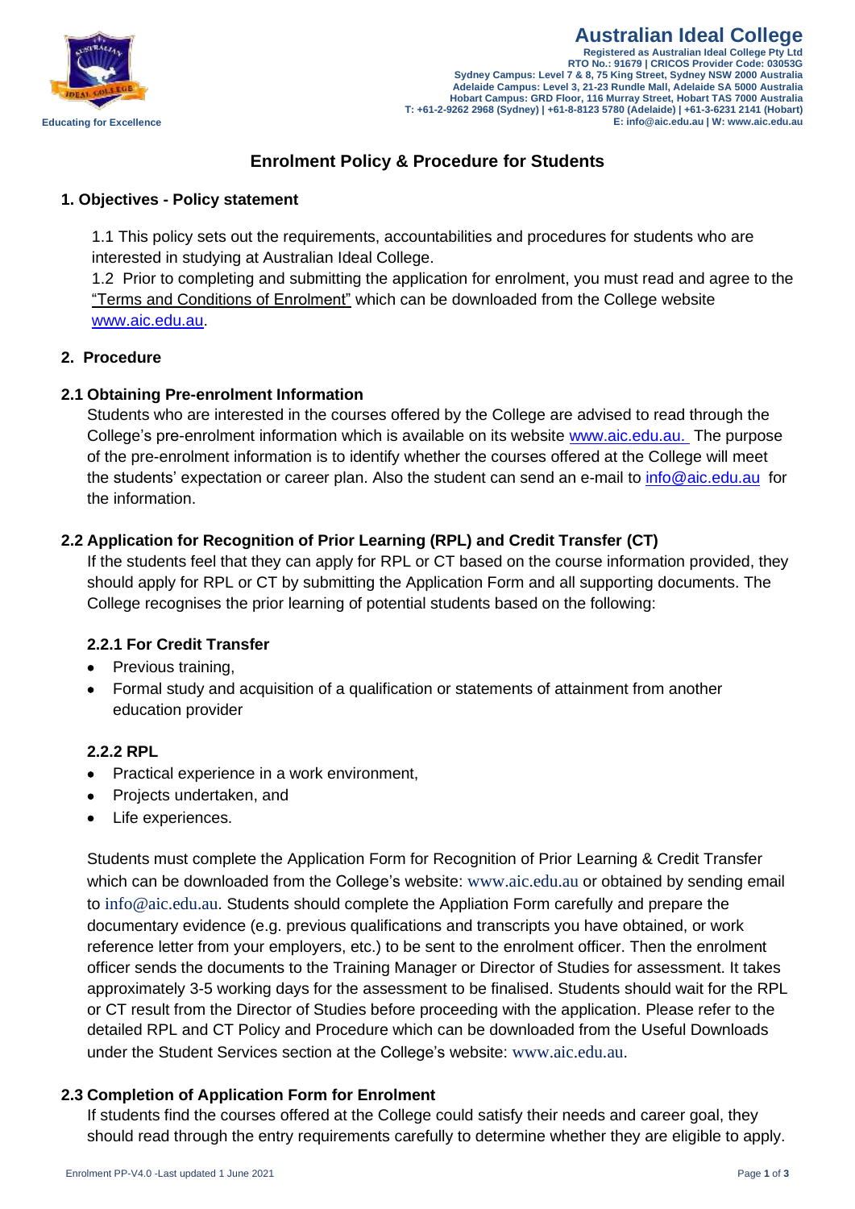# Australian Ideal College

Registered as Australian Ideal College Pty Ltd
RTO No.: 91679 | CRICOS Provider Code: 03053G
Sydney Campus: Level 7 & 8, 75 King Street, Sydney NSW 2000 Australia
Adelaide Campus: Level 3, 21-23 Rundle Mall, Adelaide SA 5000 Australia
Hobart Campus: GRD Floor, 116 Murray Street, Hobart TAS 7000 Australia
T: +61-2-9262 2968 (Sydney) | +61-8-8123 5780 (Adelaide) | +61-3-6231 2141 (Hobart)
E: info@aic.edu.au | W: www.aic.edu.au

Educating for Excellence

## Enrolment Policy & Procedure for Students

### 1. Objectives - Policy statement

1.1 This policy sets out the requirements, accountabilities and procedures for students who are interested in studying at Australian Ideal College.

1.2 Prior to completing and submitting the application for enrolment, you must read and agree to the "Terms and Conditions of Enrolment" which can be downloaded from the College website www.aic.edu.au.

### 2. Procedure

### 2.1 Obtaining Pre-enrolment Information

Students who are interested in the courses offered by the College are advised to read through the College's pre-enrolment information which is available on its website www.aic.edu.au. The purpose of the pre-enrolment information is to identify whether the courses offered at the College will meet the students' expectation or career plan. Also the student can send an e-mail to info@aic.edu.au for the information.

### 2.2 Application for Recognition of Prior Learning (RPL) and Credit Transfer (CT)

If the students feel that they can apply for RPL or CT based on the course information provided, they should apply for RPL or CT by submitting the Application Form and all supporting documents. The College recognises the prior learning of potential students based on the following:

#### 2.2.1 For Credit Transfer

- Previous training,
- Formal study and acquisition of a qualification or statements of attainment from another education provider

#### 2.2.2 RPL

- Practical experience in a work environment,
- Projects undertaken, and
- Life experiences.

Students must complete the Application Form for Recognition of Prior Learning & Credit Transfer which can be downloaded from the College's website: www.aic.edu.au or obtained by sending email to info@aic.edu.au. Students should complete the Appliation Form carefully and prepare the documentary evidence (e.g. previous qualifications and transcripts you have obtained, or work reference letter from your employers, etc.) to be sent to the enrolment officer. Then the enrolment officer sends the documents to the Training Manager or Director of Studies for assessment. It takes approximately 3-5 working days for the assessment to be finalised. Students should wait for the RPL or CT result from the Director of Studies before proceeding with the application. Please refer to the detailed RPL and CT Policy and Procedure which can be downloaded from the Useful Downloads under the Student Services section at the College's website: www.aic.edu.au.

### 2.3 Completion of Application Form for Enrolment

If students find the courses offered at the College could satisfy their needs and career goal, they should read through the entry requirements carefully to determine whether they are eligible to apply.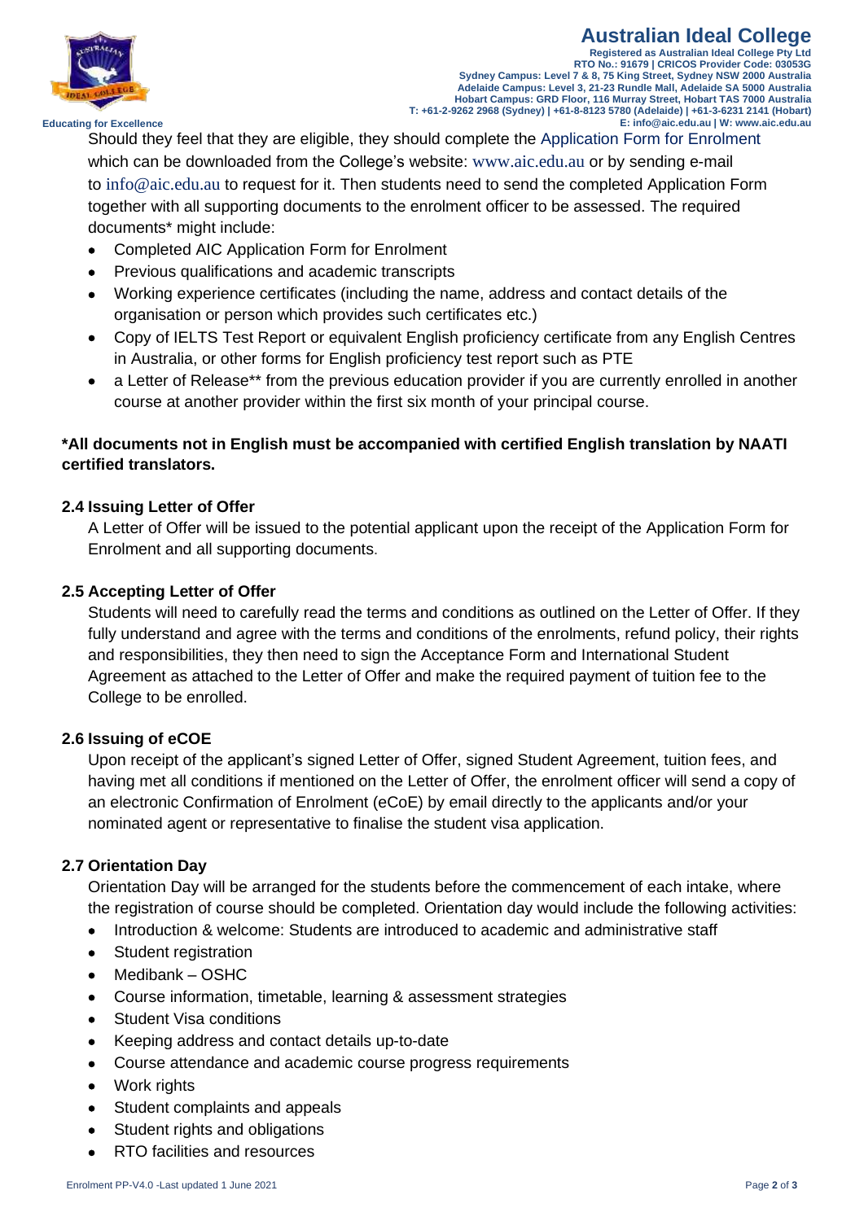Should they feel that they are eligible, they should complete the Application Form for Enrolment which can be downloaded from the College's website: www.aic.edu.au or by sending e-mail to info@aic.edu.au to request for it. Then students need to send the completed Application Form together with all supporting documents to the enrolment officer to be assessed. The required documents* might include:

- Completed AIC Application Form for Enrolment
- Previous qualifications and academic transcripts
- Working experience certificates (including the name, address and contact details of the organisation or person which provides such certificates etc.)
- Copy of IELTS Test Report or equivalent English proficiency certificate from any English Centres in Australia, or other forms for English proficiency test report such as PTE
- a Letter of Release** from the previous education provider if you are currently enrolled in another course at another provider within the first six month of your principal course.

**\*All documents not in English must be accompanied with certified English translation by NAATI certified translators.**

### 2.4 Issuing Letter of Offer

A Letter of Offer will be issued to the potential applicant upon the receipt of the Application Form for Enrolment and all supporting documents.

### 2.5 Accepting Letter of Offer

Students will need to carefully read the terms and conditions as outlined on the Letter of Offer. If they fully understand and agree with the terms and conditions of the enrolments, refund policy, their rights and responsibilities, they then need to sign the Acceptance Form and International Student Agreement as attached to the Letter of Offer and make the required payment of tuition fee to the College to be enrolled.

### 2.6 Issuing of eCOE

Upon receipt of the applicant's signed Letter of Offer, signed Student Agreement, tuition fees, and having met all conditions if mentioned on the Letter of Offer, the enrolment officer will send a copy of an electronic Confirmation of Enrolment (eCoE) by email directly to the applicants and/or your nominated agent or representative to finalise the student visa application.

### 2.7 Orientation Day

Orientation Day will be arranged for the students before the commencement of each intake, where the registration of course should be completed. Orientation day would include the following activities:

- Introduction & welcome: Students are introduced to academic and administrative staff
- Student registration
- Medibank – OSHC
- Course information, timetable, learning & assessment strategies
- Student Visa conditions
- Keeping address and contact details up-to-date
- Course attendance and academic course progress requirements
- Work rights
- Student complaints and appeals
- Student rights and obligations
- RTO facilities and resources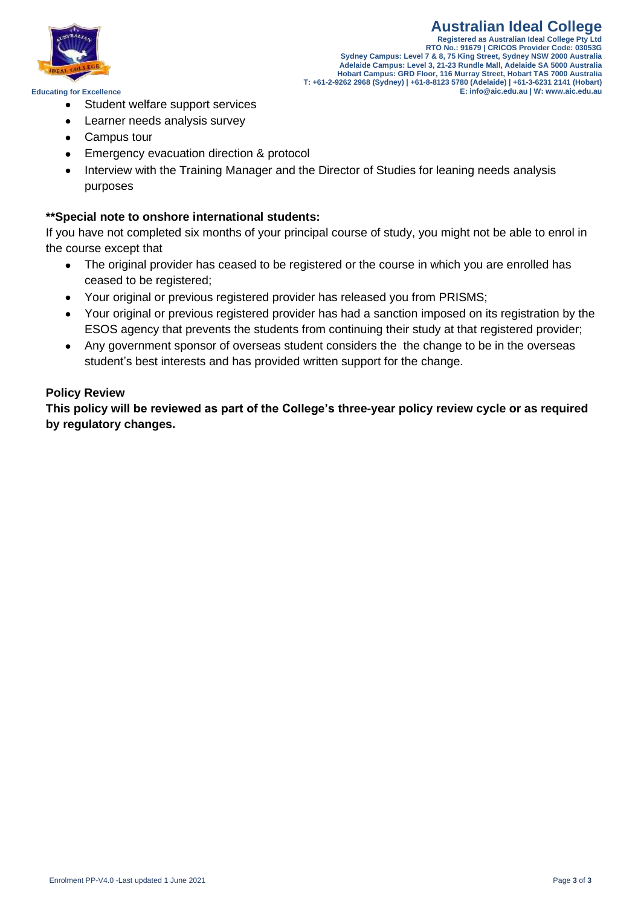- Student welfare support services
- Learner needs analysis survey
- Campus tour
- Emergency evacuation direction & protocol
- Interview with the Training Manager and the Director of Studies for leaning needs analysis purposes

**\*\*Special note to onshore international students:**

If you have not completed six months of your principal course of study, you might not be able to enrol in the course except that

- The original provider has ceased to be registered or the course in which you are enrolled has ceased to be registered;
- Your original or previous registered provider has released you from PRISMS;
- Your original or previous registered provider has had a sanction imposed on its registration by the ESOS agency that prevents the students from continuing their study at that registered provider;
- Any government sponsor of overseas student considers the the change to be in the overseas student's best interests and has provided written support for the change.

**Policy Review**

**This policy will be reviewed as part of the College's three-year policy review cycle or as required by regulatory changes.**